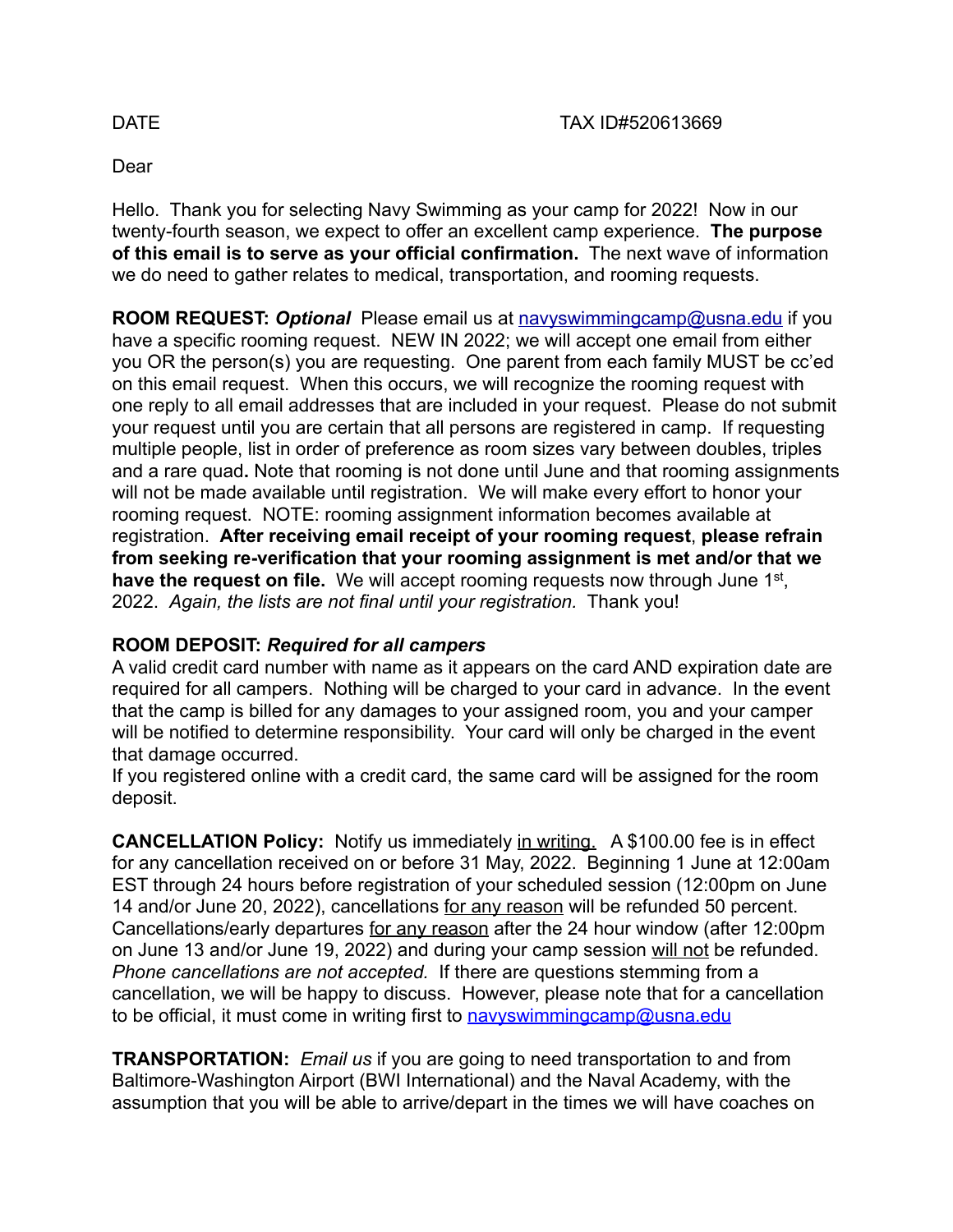DATE TAX ID#520613669

Dear

Hello. Thank you for selecting Navy Swimming as your camp for 2022! Now in our twenty-fourth season, we expect to offer an excellent camp experience. **The purpose of this email is to serve as your official confirmation.** The next wave of information we do need to gather relates to medical, transportation, and rooming requests.

**ROOM REQUEST:** ***Optional*** Please email us at [navyswimmingcamp@usna.edu](mailto:navyswimmingcamp@usna.edu) if you have a specific rooming request. NEW IN 2022; we will accept one email from either you OR the person(s) you are requesting. One parent from each family MUST be cc'ed on this email request. When this occurs, we will recognize the rooming request with one reply to all email addresses that are included in your request. Please do not submit your request until you are certain that all persons are registered in camp. If requesting multiple people, list in order of preference as room sizes vary between doubles, triples and a rare quad**.** Note that rooming is not done until June and that rooming assignments will not be made available until registration. We will make every effort to honor your rooming request. NOTE: rooming assignment information becomes available at registration. **After receiving email receipt of your rooming request**, **please refrain from seeking re-verification that your rooming assignment is met and/or that we have the request on file.** We will accept rooming requests now through June 1st, 2022. *Again, the lists are not final until your registration.* Thank you!

**ROOM DEPOSIT:** ***Required for all campers***
A valid credit card number with name as it appears on the card AND expiration date are required for all campers. Nothing will be charged to your card in advance. In the event that the camp is billed for any damages to your assigned room, you and your camper will be notified to determine responsibility. Your card will only be charged in the event that damage occurred.
If you registered online with a credit card, the same card will be assigned for the room deposit.

**CANCELLATION Policy:** Notify us immediately in writing. A $100.00 fee is in effect for any cancellation received on or before 31 May, 2022. Beginning 1 June at 12:00am EST through 24 hours before registration of your scheduled session (12:00pm on June 14 and/or June 20, 2022), cancellations for any reason will be refunded 50 percent. Cancellations/early departures for any reason after the 24 hour window (after 12:00pm on June 13 and/or June 19, 2022) and during your camp session will not be refunded. *Phone cancellations are not accepted.* If there are questions stemming from a cancellation, we will be happy to discuss. However, please note that for a cancellation to be official, it must come in writing first to [navyswimmingcamp@usna.edu](mailto:navyswimmingcamp@usna.edu)

**TRANSPORTATION:** *Email us* if you are going to need transportation to and from Baltimore-Washington Airport (BWI International) and the Naval Academy, with the assumption that you will be able to arrive/depart in the times we will have coaches on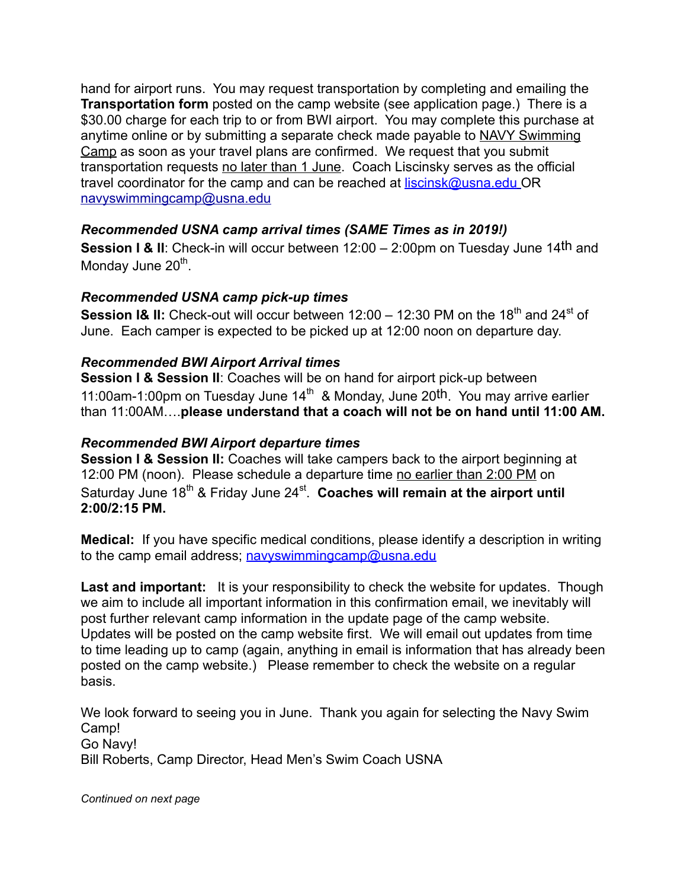hand for airport runs. You may request transportation by completing and emailing the **Transportation form** posted on the camp website (see application page.) There is a $30.00 charge for each trip to or from BWI airport. You may complete this purchase at anytime online or by submitting a separate check made payable to NAVY Swimming Camp as soon as your travel plans are confirmed. We request that you submit transportation requests no later than 1 June. Coach Liscinsky serves as the official travel coordinator for the camp and can be reached at liscinsk@usna.edu OR navyswimmingcamp@usna.edu

***Recommended USNA camp arrival times (SAME Times as in 2019!)***

**Session I & II**: Check-in will occur between 12:00 – 2:00pm on Tuesday June 14th and Monday June 20th.

***Recommended USNA camp pick-up times***

**Session I& II:** Check-out will occur between 12:00 – 12:30 PM on the 18th and 24st of June. Each camper is expected to be picked up at 12:00 noon on departure day.

***Recommended BWI Airport Arrival times***

**Session I & Session II**: Coaches will be on hand for airport pick-up between 11:00am-1:00pm on Tuesday June 14th & Monday, June 20th. You may arrive earlier than 11:00AM….**please understand that a coach will not be on hand until 11:00 AM.**

***Recommended BWI Airport departure times***

**Session I & Session II:** Coaches will take campers back to the airport beginning at 12:00 PM (noon). Please schedule a departure time no earlier than 2:00 PM on Saturday June 18th & Friday June 24st. **Coaches will remain at the airport until 2:00/2:15 PM.**

**Medical:** If you have specific medical conditions, please identify a description in writing to the camp email address; navyswimmingcamp@usna.edu

**Last and important:** It is your responsibility to check the website for updates. Though we aim to include all important information in this confirmation email, we inevitably will post further relevant camp information in the update page of the camp website. Updates will be posted on the camp website first. We will email out updates from time to time leading up to camp (again, anything in email is information that has already been posted on the camp website.) Please remember to check the website on a regular basis.

We look forward to seeing you in June. Thank you again for selecting the Navy Swim Camp!
Go Navy!
Bill Roberts, Camp Director, Head Men's Swim Coach USNA

*Continued on next page*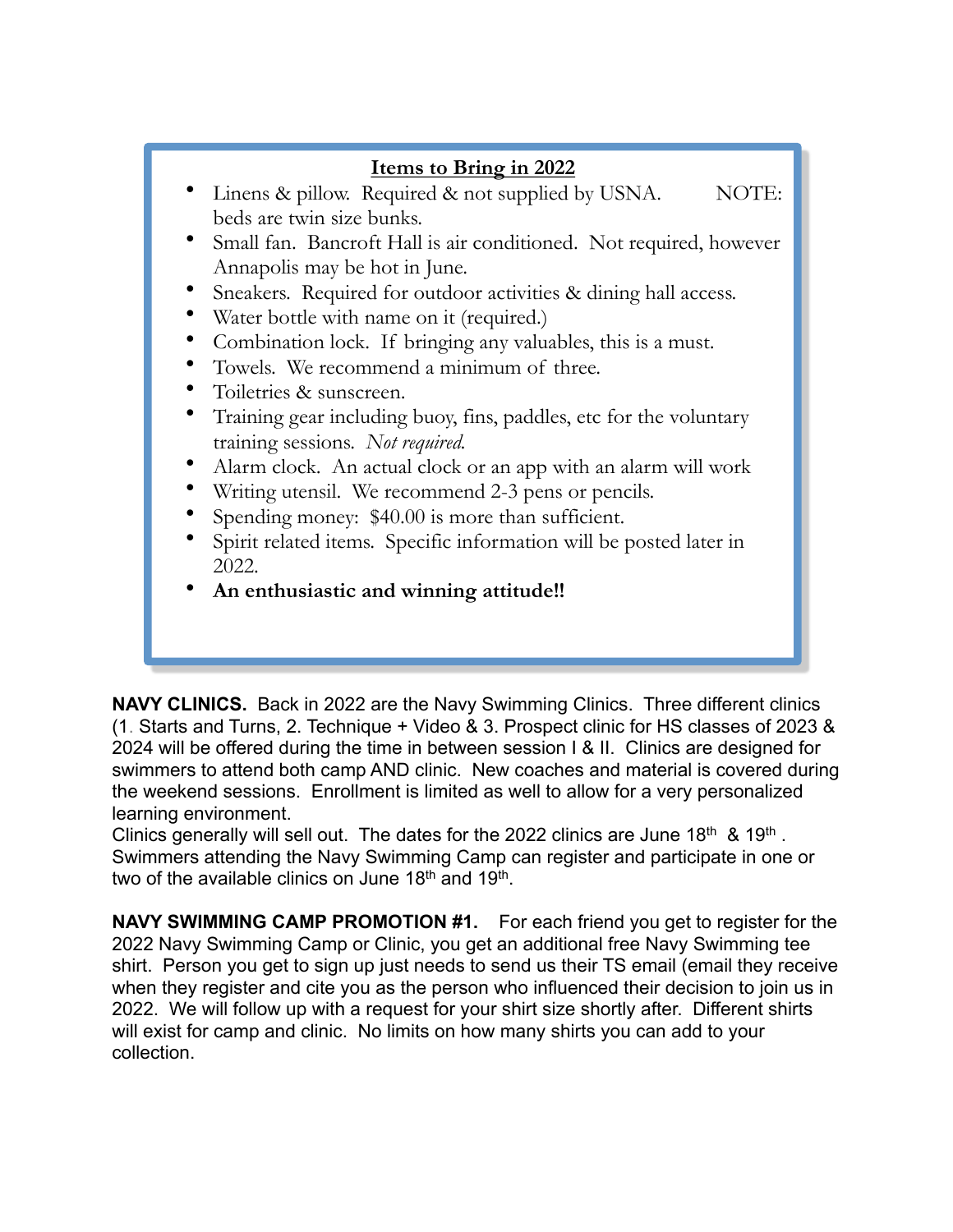## Items to Bring in 2022

- Linens & pillow. Required & not supplied by USNA. NOTE: beds are twin size bunks.
- Small fan. Bancroft Hall is air conditioned. Not required, however Annapolis may be hot in June.
- Sneakers. Required for outdoor activities & dining hall access.
- Water bottle with name on it (required.)
- Combination lock. If bringing any valuables, this is a must.
- Towels. We recommend a minimum of three.
- Toiletries & sunscreen.
- Training gear including buoy, fins, paddles, etc for the voluntary training sessions. *Not required.*
- Alarm clock. An actual clock or an app with an alarm will work
- Writing utensil. We recommend 2-3 pens or pencils.
- Spending money: $40.00 is more than sufficient.
- Spirit related items. Specific information will be posted later in 2022.
- **An enthusiastic and winning attitude!!**

**NAVY CLINICS.** Back in 2022 are the Navy Swimming Clinics. Three different clinics (1. Starts and Turns, 2. Technique + Video & 3. Prospect clinic for HS classes of 2023 & 2024 will be offered during the time in between session I & II. Clinics are designed for swimmers to attend both camp AND clinic. New coaches and material is covered during the weekend sessions. Enrollment is limited as well to allow for a very personalized learning environment.
Clinics generally will sell out. The dates for the 2022 clinics are June 18th & 19th. Swimmers attending the Navy Swimming Camp can register and participate in one or two of the available clinics on June 18th and 19th.

**NAVY SWIMMING CAMP PROMOTION #1.** For each friend you get to register for the 2022 Navy Swimming Camp or Clinic, you get an additional free Navy Swimming tee shirt. Person you get to sign up just needs to send us their TS email (email they receive when they register and cite you as the person who influenced their decision to join us in 2022. We will follow up with a request for your shirt size shortly after. Different shirts will exist for camp and clinic. No limits on how many shirts you can add to your collection.